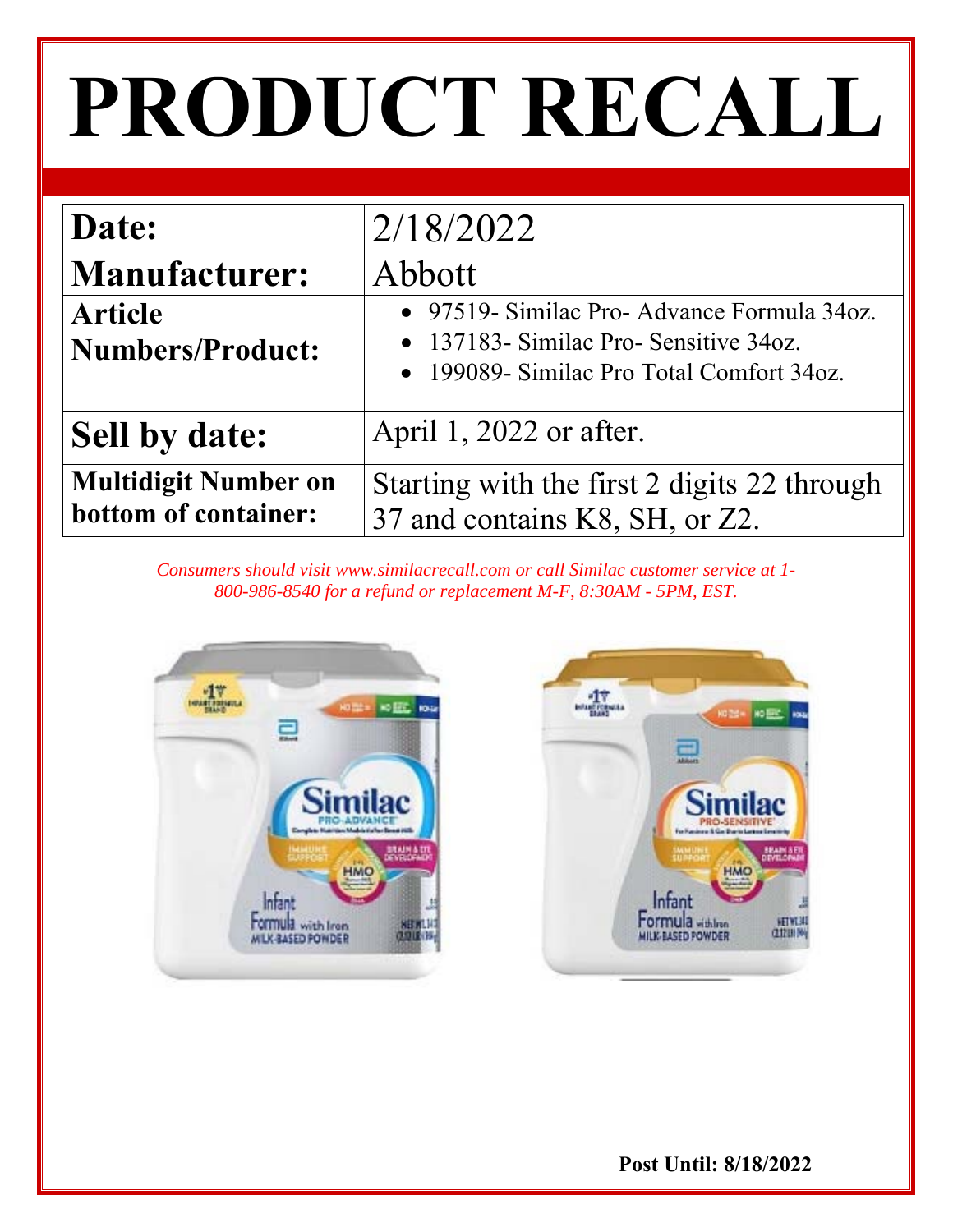# PRODUCT RECALL

| **Date:** | 2/18/2022 |
|---|---|
| **Manufacturer:** | Abbott |
| **Article Numbers/Product:** | • 97519- Similac Pro- Advance Formula 34oz.<br>• 137183- Similac Pro- Sensitive 34oz.<br>• 199089- Similac Pro Total Comfort 34oz. |
| **Sell by date:** | April 1, 2022 or after. |
| **Multidigit Number on bottom of container:** | Starting with the first 2 digits 22 through 37 and contains K8, SH, or Z2. |

*Consumers should visit www.similacrecall.com or call Similac customer service at 1-800-986-8540 for a refund or replacement M-F, 8:30AM - 5PM, EST.*

**Post Until: 8/18/2022**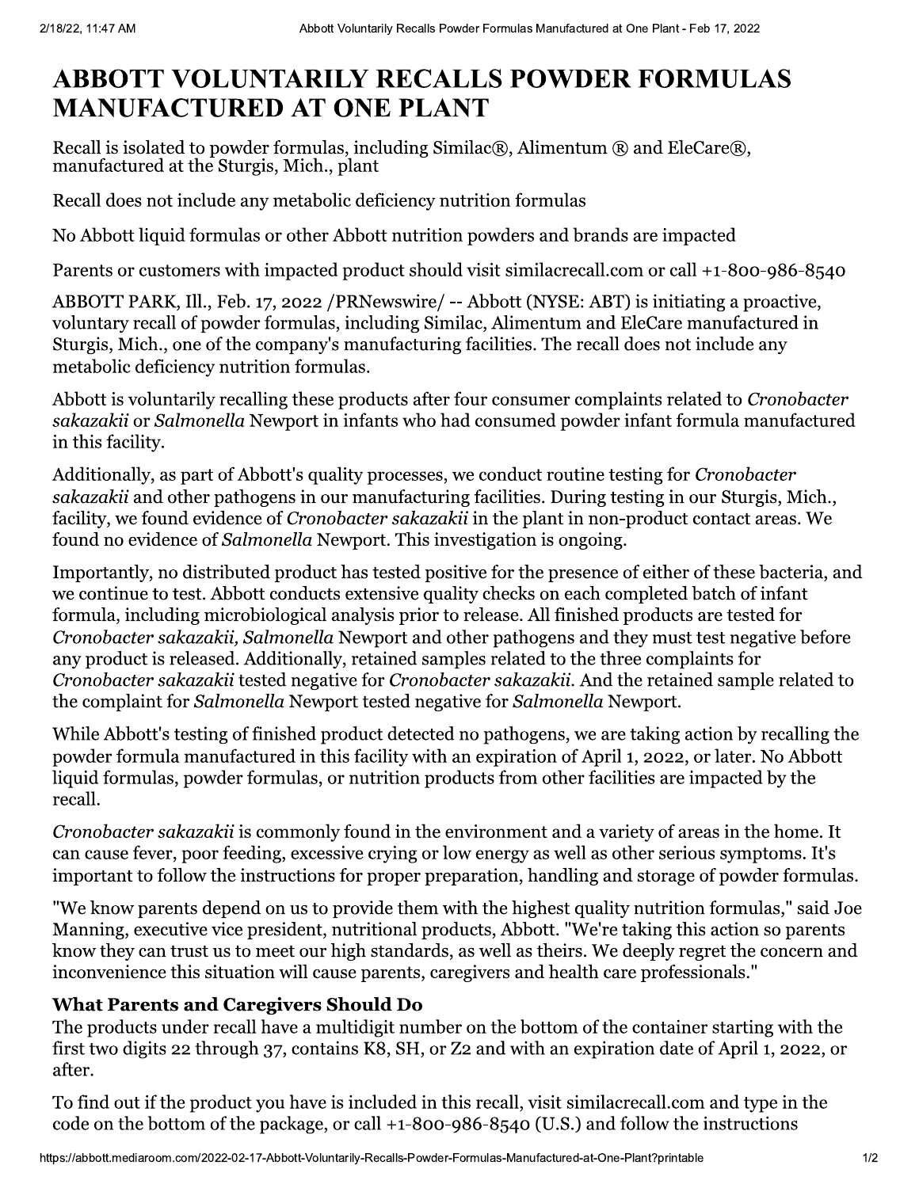# ABBOTT VOLUNTARILY RECALLS POWDER FORMULAS MANUFACTURED AT ONE PLANT

Recall is isolated to powder formulas, including Similac®, Alimentum ® and EleCare®, manufactured at the Sturgis, Mich., plant

Recall does not include any metabolic deficiency nutrition formulas

No Abbott liquid formulas or other Abbott nutrition powders and brands are impacted

Parents or customers with impacted product should visit similacrecall.com or call +1-800-986-8540

ABBOTT PARK, Ill., Feb. 17, 2022 /PRNewswire/ -- Abbott (NYSE: ABT) is initiating a proactive, voluntary recall of powder formulas, including Similac, Alimentum and EleCare manufactured in Sturgis, Mich., one of the company's manufacturing facilities. The recall does not include any metabolic deficiency nutrition formulas.

Abbott is voluntarily recalling these products after four consumer complaints related to *Cronobacter sakazakii* or *Salmonella* Newport in infants who had consumed powder infant formula manufactured in this facility.

Additionally, as part of Abbott's quality processes, we conduct routine testing for *Cronobacter sakazakii* and other pathogens in our manufacturing facilities. During testing in our Sturgis, Mich., facility, we found evidence of *Cronobacter sakazakii* in the plant in non-product contact areas. We found no evidence of *Salmonella* Newport. This investigation is ongoing.

Importantly, no distributed product has tested positive for the presence of either of these bacteria, and we continue to test. Abbott conducts extensive quality checks on each completed batch of infant formula, including microbiological analysis prior to release. All finished products are tested for *Cronobacter sakazakii, Salmonella* Newport and other pathogens and they must test negative before any product is released. Additionally, retained samples related to the three complaints for *Cronobacter sakazakii* tested negative for *Cronobacter sakazakii*. And the retained sample related to the complaint for *Salmonella* Newport tested negative for *Salmonella* Newport.

While Abbott's testing of finished product detected no pathogens, we are taking action by recalling the powder formula manufactured in this facility with an expiration of April 1, 2022, or later. No Abbott liquid formulas, powder formulas, or nutrition products from other facilities are impacted by the recall.

*Cronobacter sakazakii* is commonly found in the environment and a variety of areas in the home. It can cause fever, poor feeding, excessive crying or low energy as well as other serious symptoms. It's important to follow the instructions for proper preparation, handling and storage of powder formulas.

"We know parents depend on us to provide them with the highest quality nutrition formulas," said Joe Manning, executive vice president, nutritional products, Abbott. "We're taking this action so parents know they can trust us to meet our high standards, as well as theirs. We deeply regret the concern and inconvenience this situation will cause parents, caregivers and health care professionals."

### What Parents and Caregivers Should Do

The products under recall have a multidigit number on the bottom of the container starting with the first two digits 22 through 37, contains K8, SH, or Z2 and with an expiration date of April 1, 2022, or after.

To find out if the product you have is included in this recall, visit similacrecall.com and type in the code on the bottom of the package, or call +1-800-986-8540 (U.S.) and follow the instructions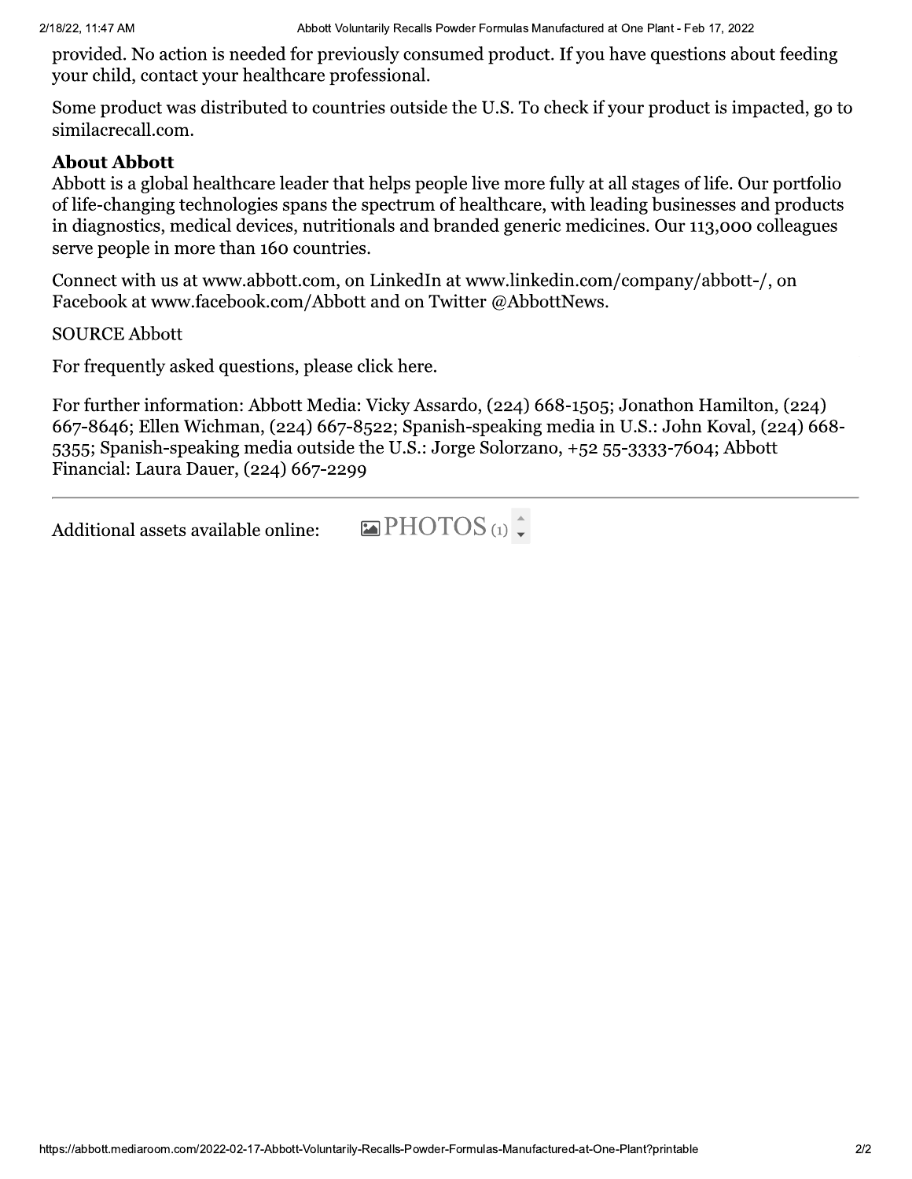provided. No action is needed for previously consumed product. If you have questions about feeding your child, contact your healthcare professional.

Some product was distributed to countries outside the U.S. To check if your product is impacted, go to similacrecall.com.

**About Abbott**

Abbott is a global healthcare leader that helps people live more fully at all stages of life. Our portfolio of life-changing technologies spans the spectrum of healthcare, with leading businesses and products in diagnostics, medical devices, nutritionals and branded generic medicines. Our 113,000 colleagues serve people in more than 160 countries.

Connect with us at www.abbott.com, on LinkedIn at www.linkedin.com/company/abbott-/, on Facebook at www.facebook.com/Abbott and on Twitter @AbbottNews.

SOURCE Abbott

For frequently asked questions, please click here.

For further information: Abbott Media: Vicky Assardo, (224) 668-1505; Jonathon Hamilton, (224) 667-8646; Ellen Wichman, (224) 667-8522; Spanish-speaking media in U.S.: John Koval, (224) 668-5355; Spanish-speaking media outside the U.S.: Jorge Solorzano, +52 55-3333-7604; Abbott Financial: Laura Dauer, (224) 667-2299

---

Additional assets available online: PHOTOS (1)